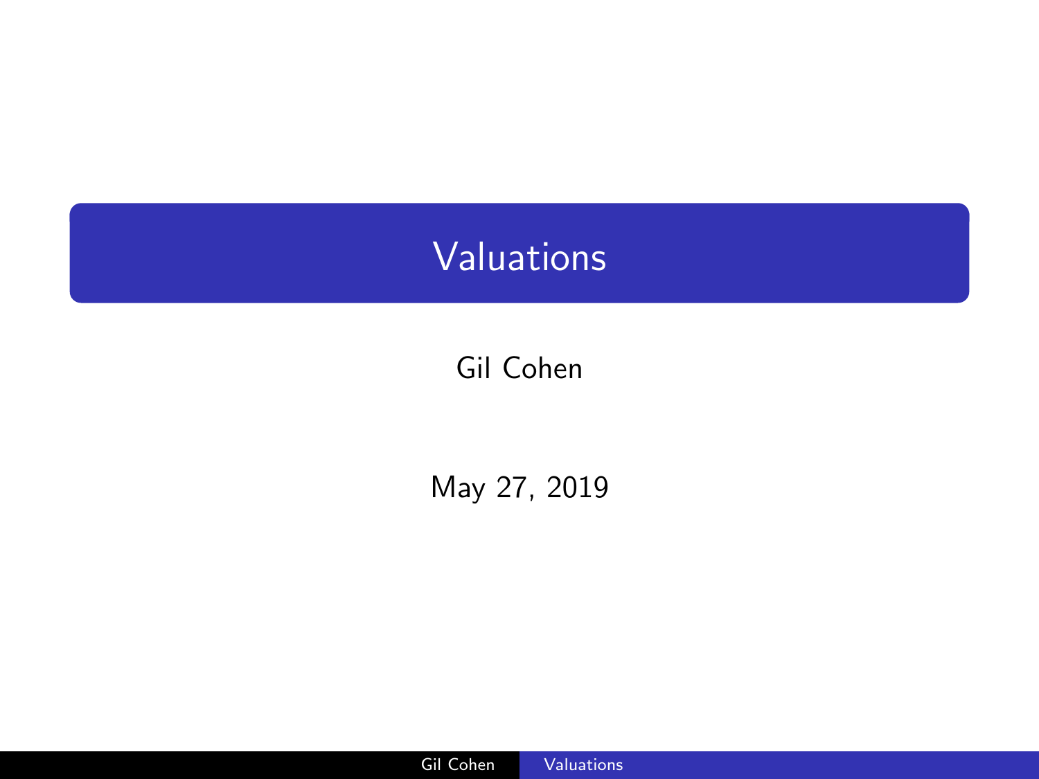# Valuations

Gil Cohen

May 27, 2019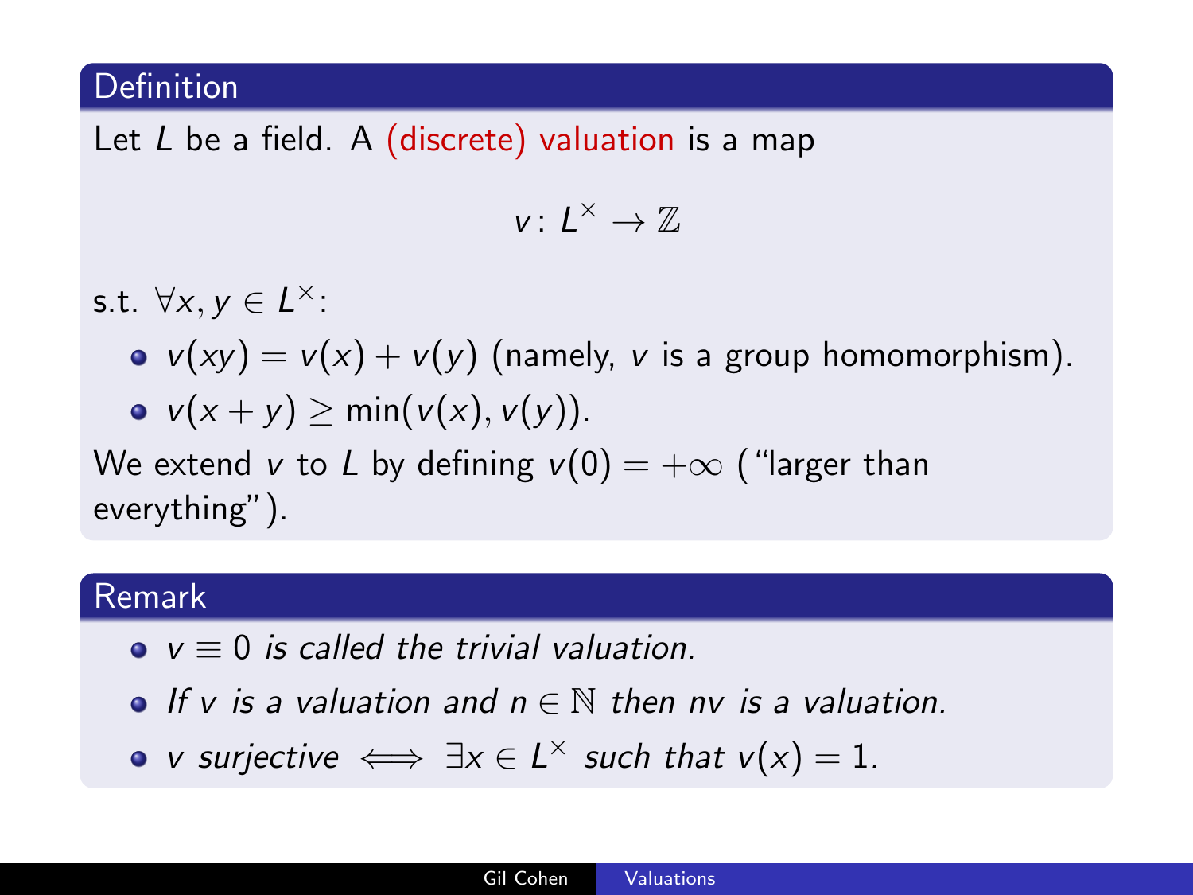## Definition

Let $L$ be a field. A (discrete) valuation is a map

$$v \colon L^\times \to \mathbb{Z}$$

s.t. $\forall x, y \in L^\times$:

- $v(xy) = v(x) + v(y)$ (namely, $v$ is a group homomorphism).
- $v(x + y) \geq \min(v(x), v(y))$.

We extend $v$ to $L$ by defining $v(0) = +\infty$ ("larger than everything").

## Remark

- *$v \equiv 0$ is called the trivial valuation.*
- *If $v$ is a valuation and $n \in \mathbb{N}$ then $nv$ is a valuation.*
- *$v$ surjective $\iff \exists x \in L^\times$ such that $v(x) = 1$.*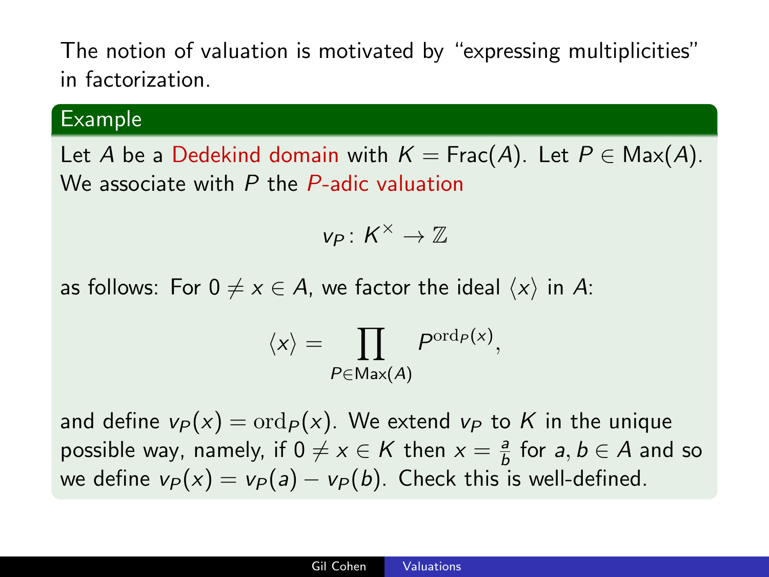The notion of valuation is motivated by "expressing multiplicities" in factorization.

### Example

Let $A$ be a Dedekind domain with $K = \mathrm{Frac}(A)$. Let $P \in \mathrm{Max}(A)$. We associate with $P$ the $P$-adic valuation

$$v_P \colon K^\times \to \mathbb{Z}$$

as follows: For $0 \neq x \in A$, we factor the ideal $\langle x \rangle$ in $A$:

$$\langle x \rangle = \prod_{P \in \mathrm{Max}(A)} P^{\mathrm{ord}_P(x)},$$

and define $v_P(x) = \mathrm{ord}_P(x)$. We extend $v_P$ to $K$ in the unique possible way, namely, if $0 \neq x \in K$ then $x = \frac{a}{b}$ for $a, b \in A$ and so we define $v_P(x) = v_P(a) - v_P(b)$. Check this is well-defined.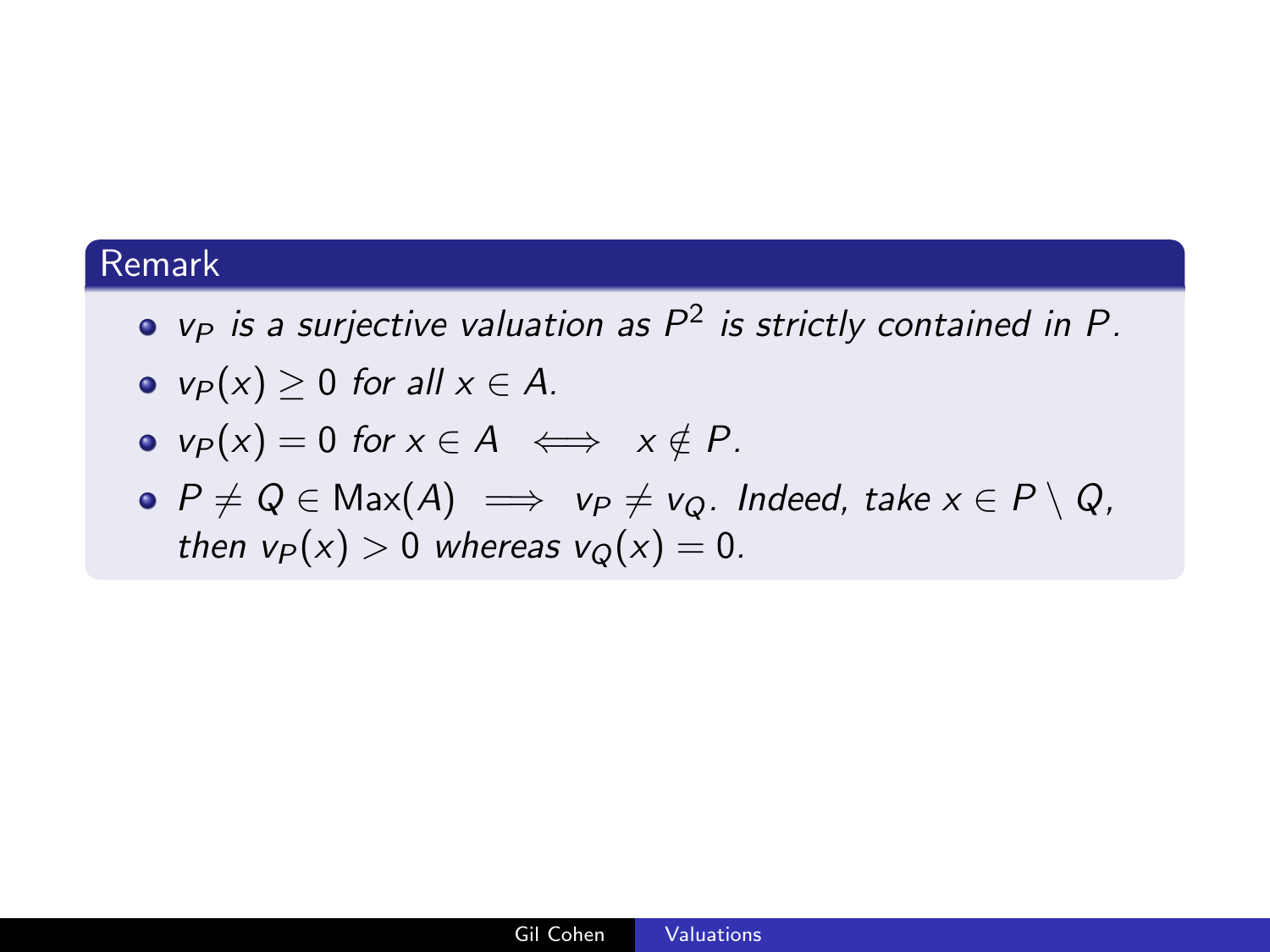**Remark**

- *$v_P$ is a surjective valuation as $P^2$ is strictly contained in $P$.*
- *$v_P(x) \geq 0$ for all $x \in A$.*
- *$v_P(x) = 0$ for $x \in A \iff x \notin P$.*
- *$P \neq Q \in \mathrm{Max}(A) \implies v_P \neq v_Q$. Indeed, take $x \in P \setminus Q$, then $v_P(x) > 0$ whereas $v_Q(x) = 0$.*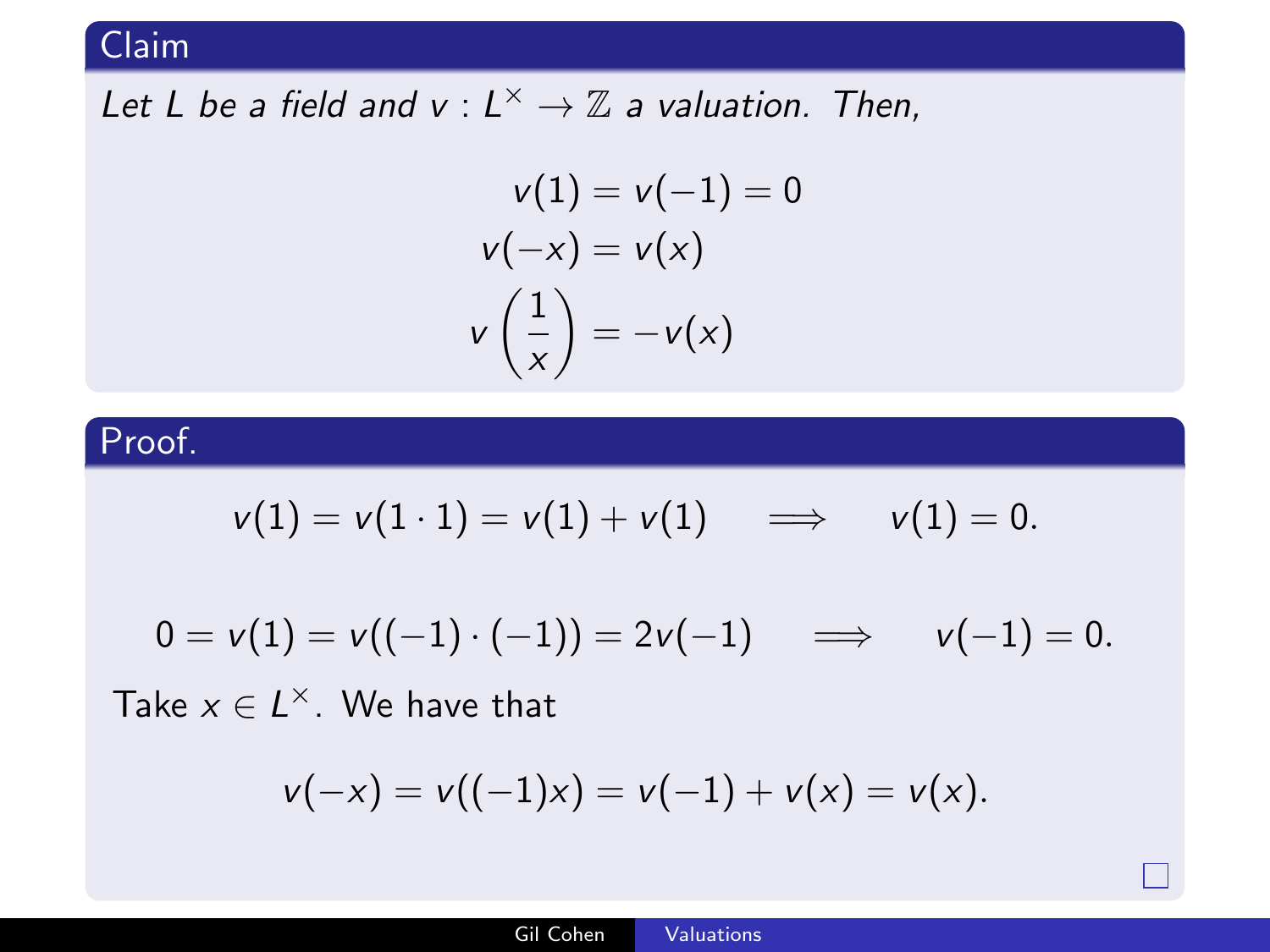### Claim

*Let $L$ be a field and $v : L^\times \to \mathbb{Z}$ a valuation. Then,*

$$v(1) = v(-1) = 0$$

$$v(-x) = v(x)$$

$$v\left(\frac{1}{x}\right) = -v(x)$$

### Proof.

$$v(1) = v(1 \cdot 1) = v(1) + v(1) \quad \Longrightarrow \quad v(1) = 0.$$

$$0 = v(1) = v((-1) \cdot (-1)) = 2v(-1) \quad \Longrightarrow \quad v(-1) = 0.$$

Take $x \in L^\times$. We have that

$$v(-x) = v((-1)x) = v(-1) + v(x) = v(x).$$

□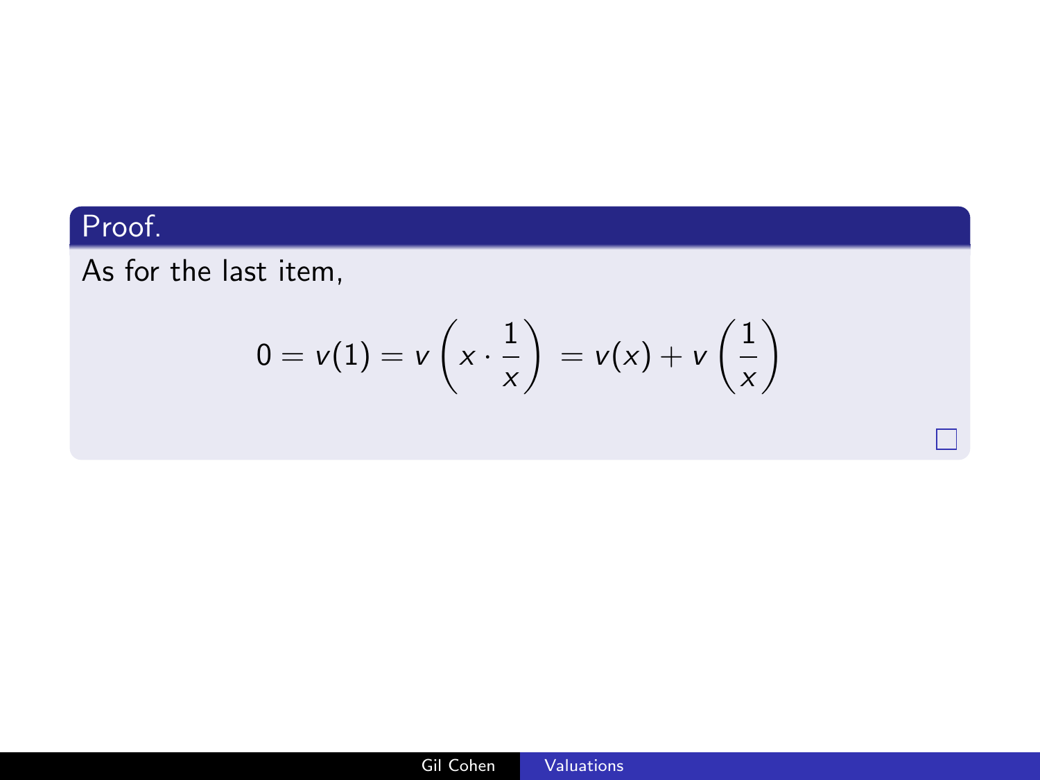**Proof.**

As for the last item,

$$0 = v(1) = v\left(x \cdot \frac{1}{x}\right) = v(x) + v\left(\frac{1}{x}\right)$$

□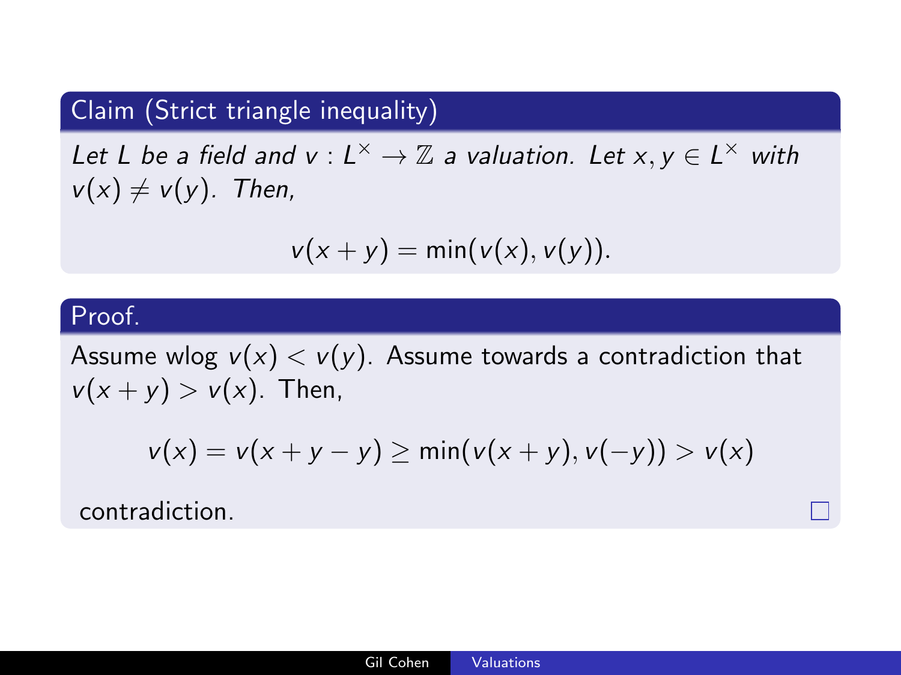**Claim (Strict triangle inequality)**

*Let $L$ be a field and $v : L^\times \to \mathbb{Z}$ a valuation. Let $x, y \in L^\times$ with $v(x) \neq v(y)$. Then,*

$$v(x + y) = \min(v(x), v(y)).$$

**Proof.**

Assume wlog $v(x) < v(y)$. Assume towards a contradiction that $v(x + y) > v(x)$. Then,

$$v(x) = v(x + y - y) \geq \min(v(x + y), v(-y)) > v(x)$$

contradiction. □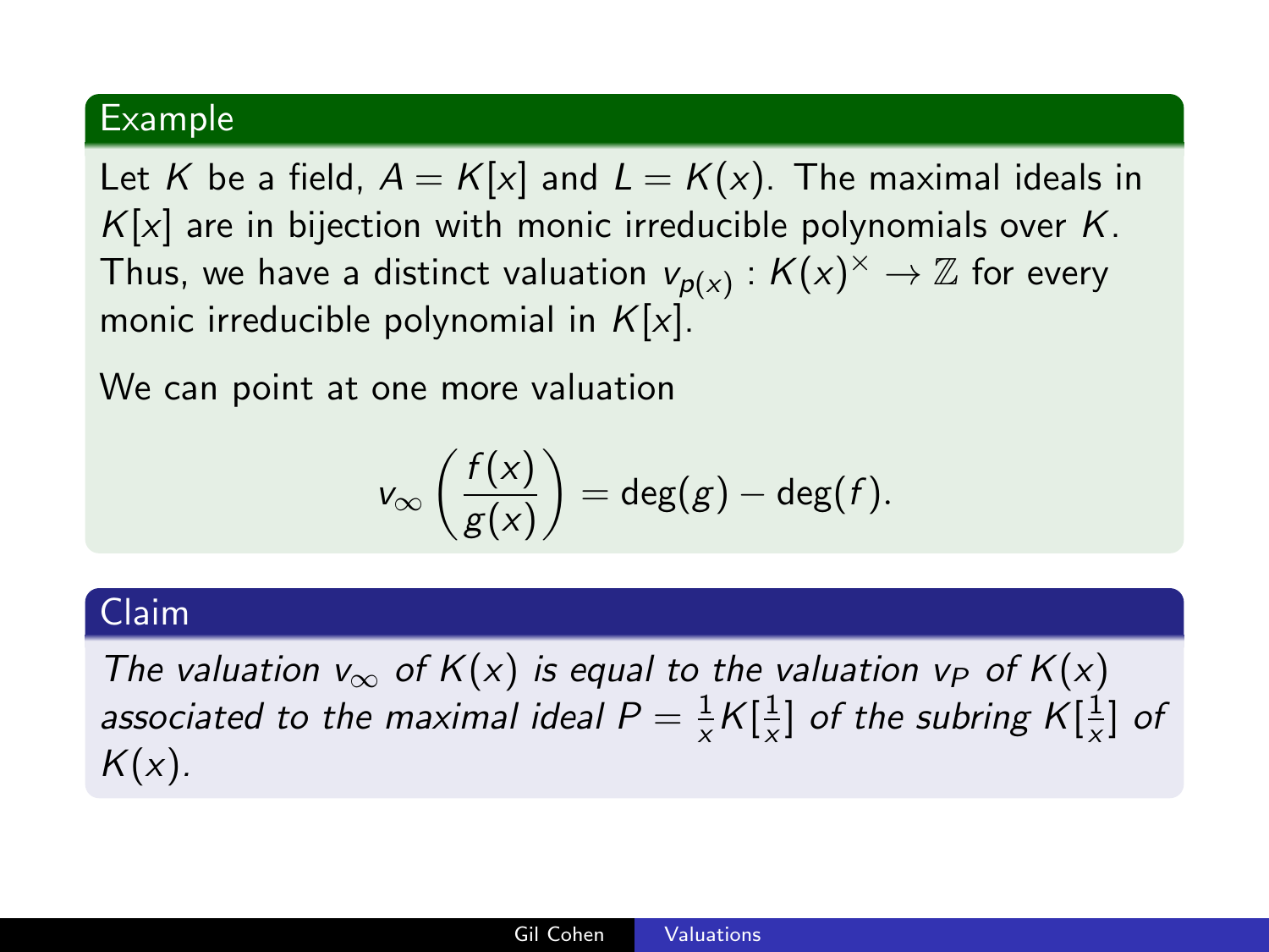### Example

Let $K$ be a field, $A = K[x]$ and $L = K(x)$. The maximal ideals in $K[x]$ are in bijection with monic irreducible polynomials over $K$. Thus, we have a distinct valuation $v_{p(x)} : K(x)^\times \to \mathbb{Z}$ for every monic irreducible polynomial in $K[x]$.

We can point at one more valuation

$$v_\infty\left(\frac{f(x)}{g(x)}\right) = \deg(g) - \deg(f).$$

### Claim

*The valuation $v_\infty$ of $K(x)$ is equal to the valuation $v_P$ of $K(x)$ associated to the maximal ideal $P = \frac{1}{x}K[\frac{1}{x}]$ of the subring $K[\frac{1}{x}]$ of $K(x)$.*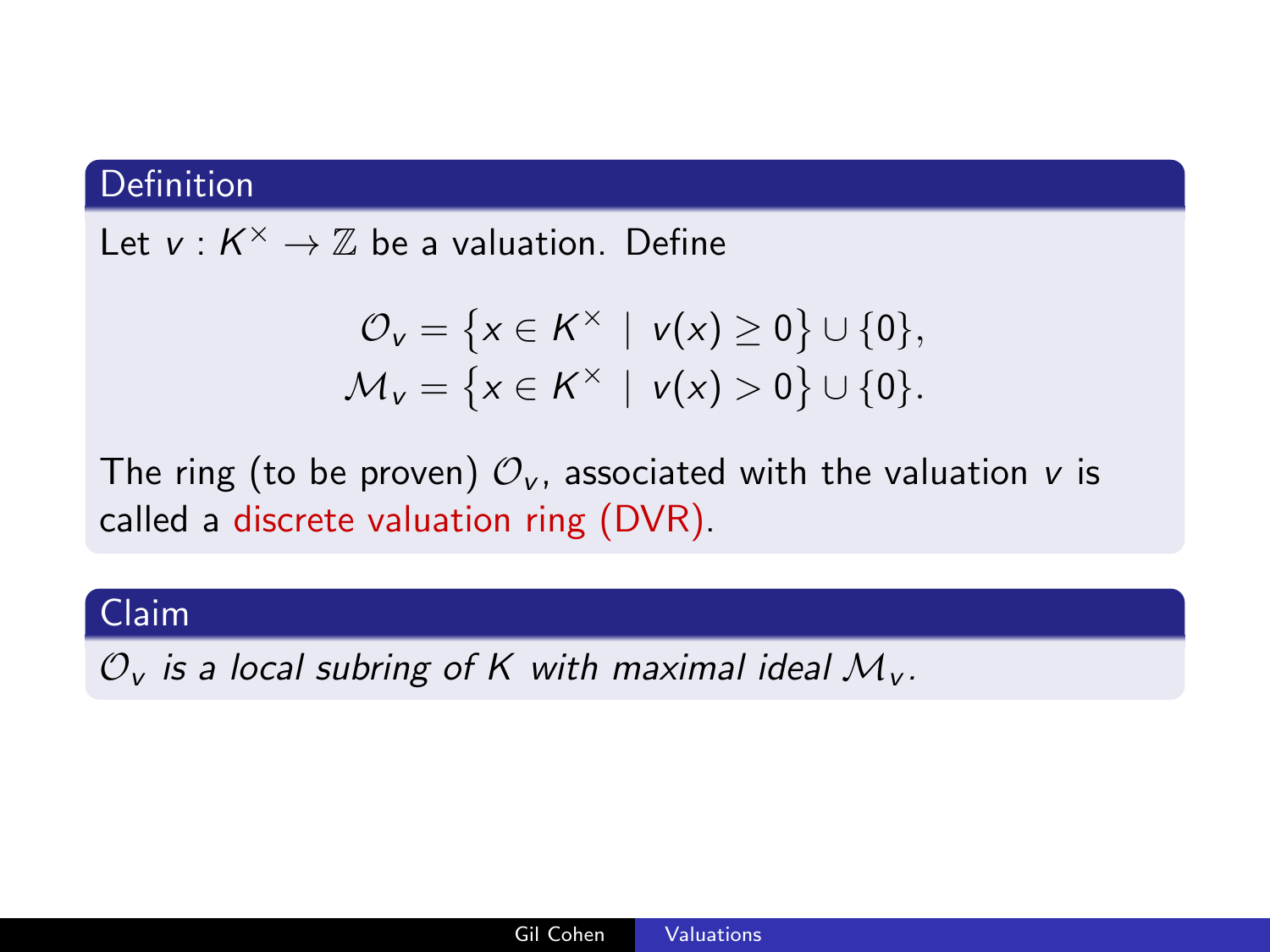**Definition**

Let $v : K^\times \to \mathbb{Z}$ be a valuation. Define

$$\mathcal{O}_v = \left\{x \in K^\times \mid v(x) \geq 0\right\} \cup \{0\},$$
$$\mathcal{M}_v = \left\{x \in K^\times \mid v(x) > 0\right\} \cup \{0\}.$$

The ring (to be proven) $\mathcal{O}_v$, associated with the valuation $v$ is called a discrete valuation ring (DVR).

**Claim**

*$\mathcal{O}_v$ is a local subring of $K$ with maximal ideal $\mathcal{M}_v$.*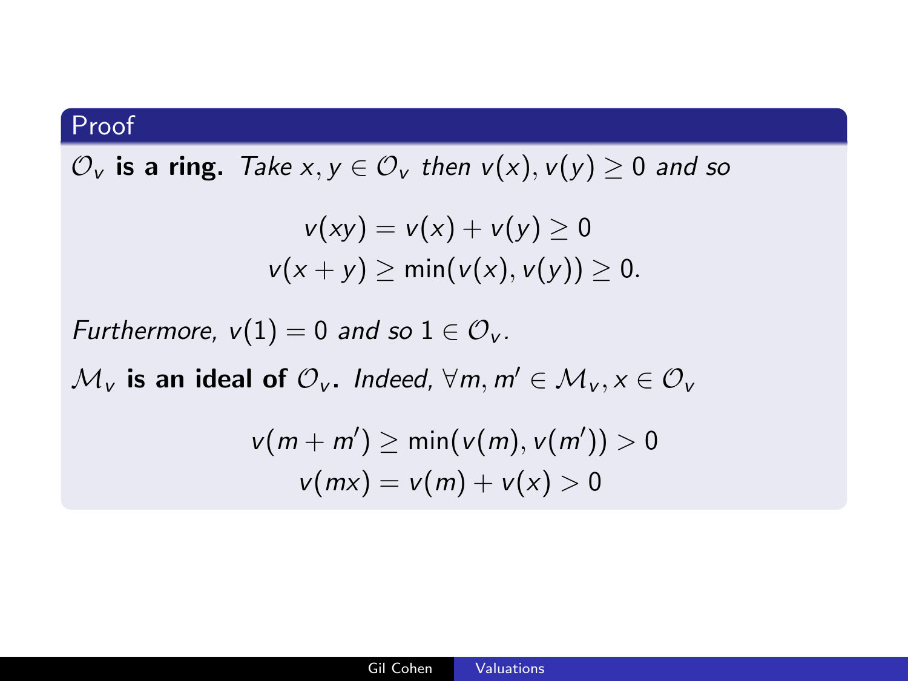### Proof

**$\mathcal{O}_v$ is a ring.** *Take $x, y \in \mathcal{O}_v$ then $v(x), v(y) \geq 0$ and so*

$$v(xy) = v(x) + v(y) \geq 0$$
$$v(x + y) \geq \min(v(x), v(y)) \geq 0.$$

*Furthermore, $v(1) = 0$ and so $1 \in \mathcal{O}_v$.*

**$\mathcal{M}_v$ is an ideal of $\mathcal{O}_v$.** *Indeed, $\forall m, m' \in \mathcal{M}_v, x \in \mathcal{O}_v$*

$$v(m + m') \geq \min(v(m), v(m')) > 0$$
$$v(mx) = v(m) + v(x) > 0$$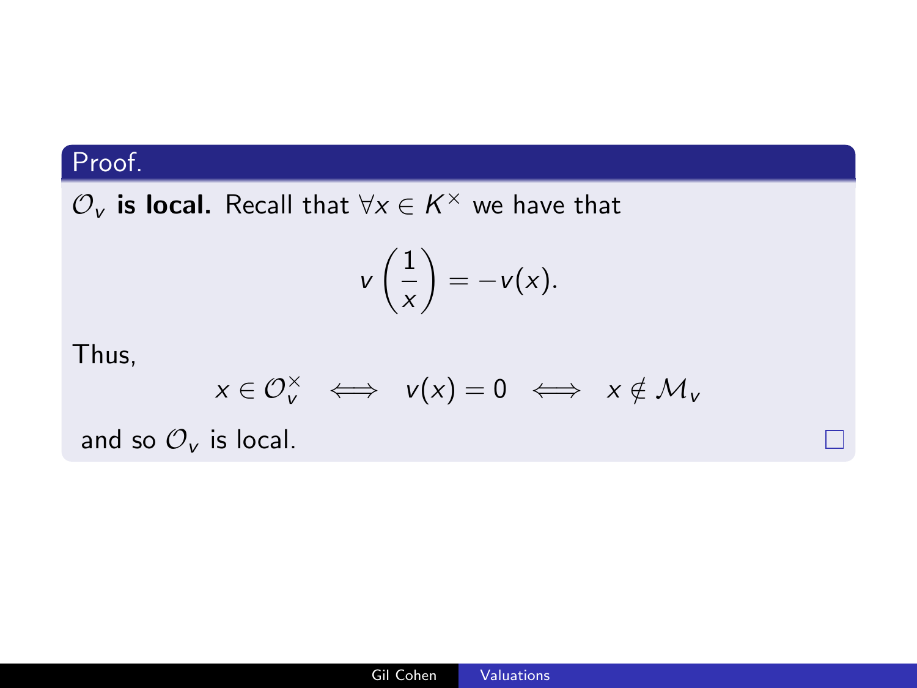**Proof.**

$\mathcal{O}_v$ **is local.** Recall that $\forall x \in K^\times$ we have that

$$v\left(\frac{1}{x}\right) = -v(x).$$

Thus,

$$x \in \mathcal{O}_v^\times \iff v(x) = 0 \iff x \notin \mathcal{M}_v$$

and so $\mathcal{O}_v$ is local. □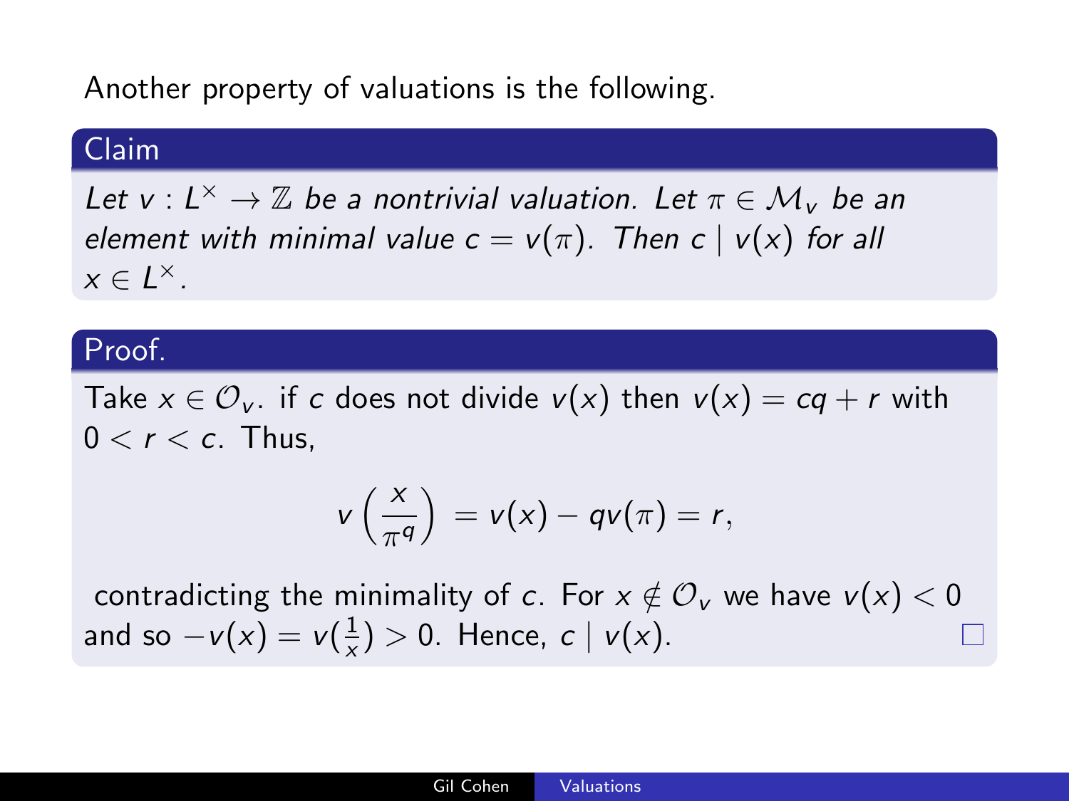Another property of valuations is the following.

**Claim**

*Let $v : L^\times \to \mathbb{Z}$ be a nontrivial valuation. Let $\pi \in \mathcal{M}_v$ be an element with minimal value $c = v(\pi)$. Then $c \mid v(x)$ for all $x \in L^\times$.*

**Proof.**

Take $x \in \mathcal{O}_v$. if $c$ does not divide $v(x)$ then $v(x) = cq + r$ with $0 < r < c$. Thus,

$$v\left(\frac{x}{\pi^q}\right) = v(x) - qv(\pi) = r,$$

contradicting the minimality of $c$. For $x \notin \mathcal{O}_v$ we have $v(x) < 0$ and so $-v(x) = v(\frac{1}{x}) > 0$. Hence, $c \mid v(x)$. □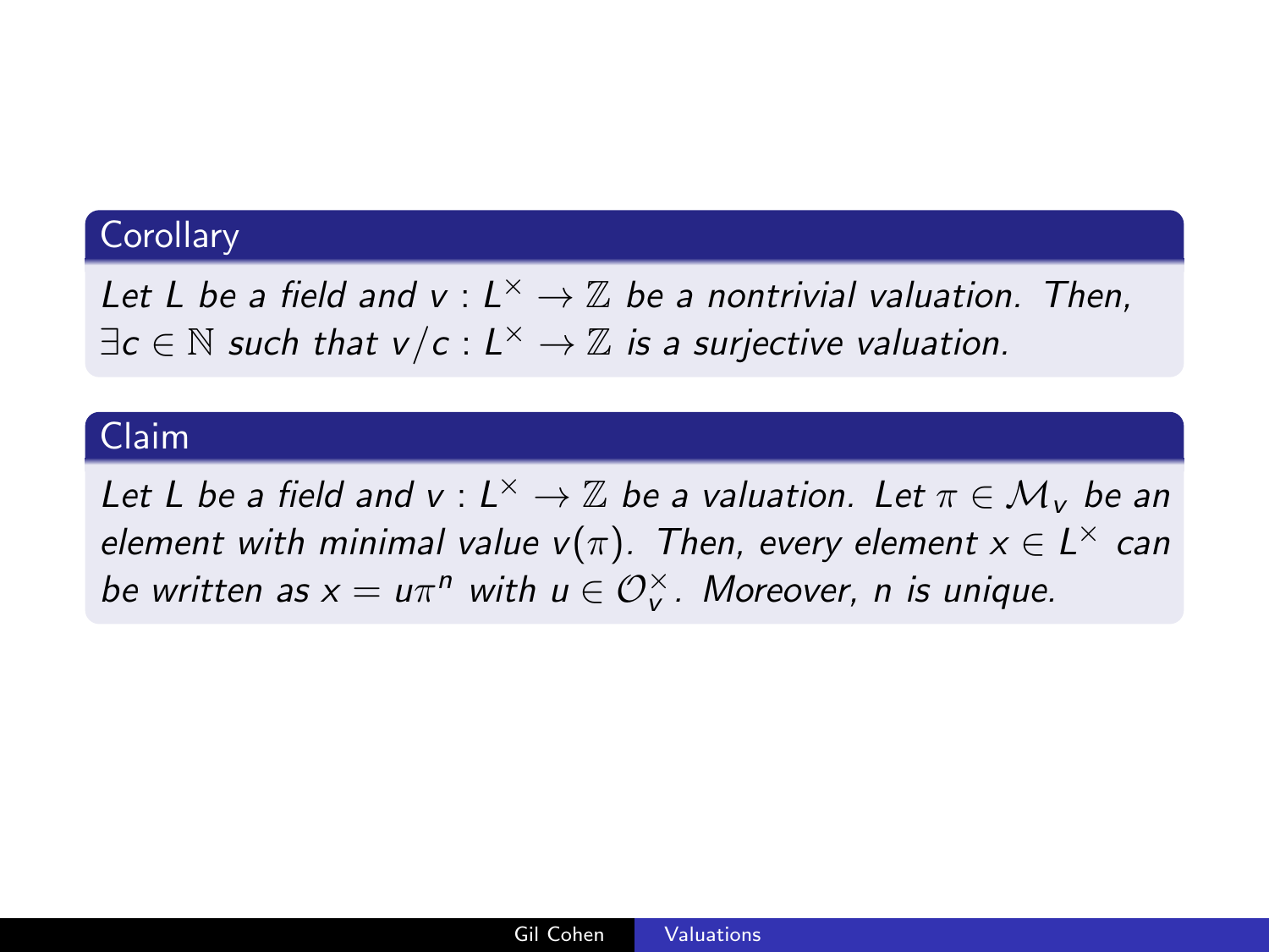**Corollary**

*Let $L$ be a field and $v : L^\times \to \mathbb{Z}$ be a nontrivial valuation. Then, $\exists c \in \mathbb{N}$ such that $v/c : L^\times \to \mathbb{Z}$ is a surjective valuation.*

**Claim**

*Let $L$ be a field and $v : L^\times \to \mathbb{Z}$ be a valuation. Let $\pi \in \mathcal{M}_v$ be an element with minimal value $v(\pi)$. Then, every element $x \in L^\times$ can be written as $x = u\pi^n$ with $u \in \mathcal{O}_v^\times$. Moreover, $n$ is unique.*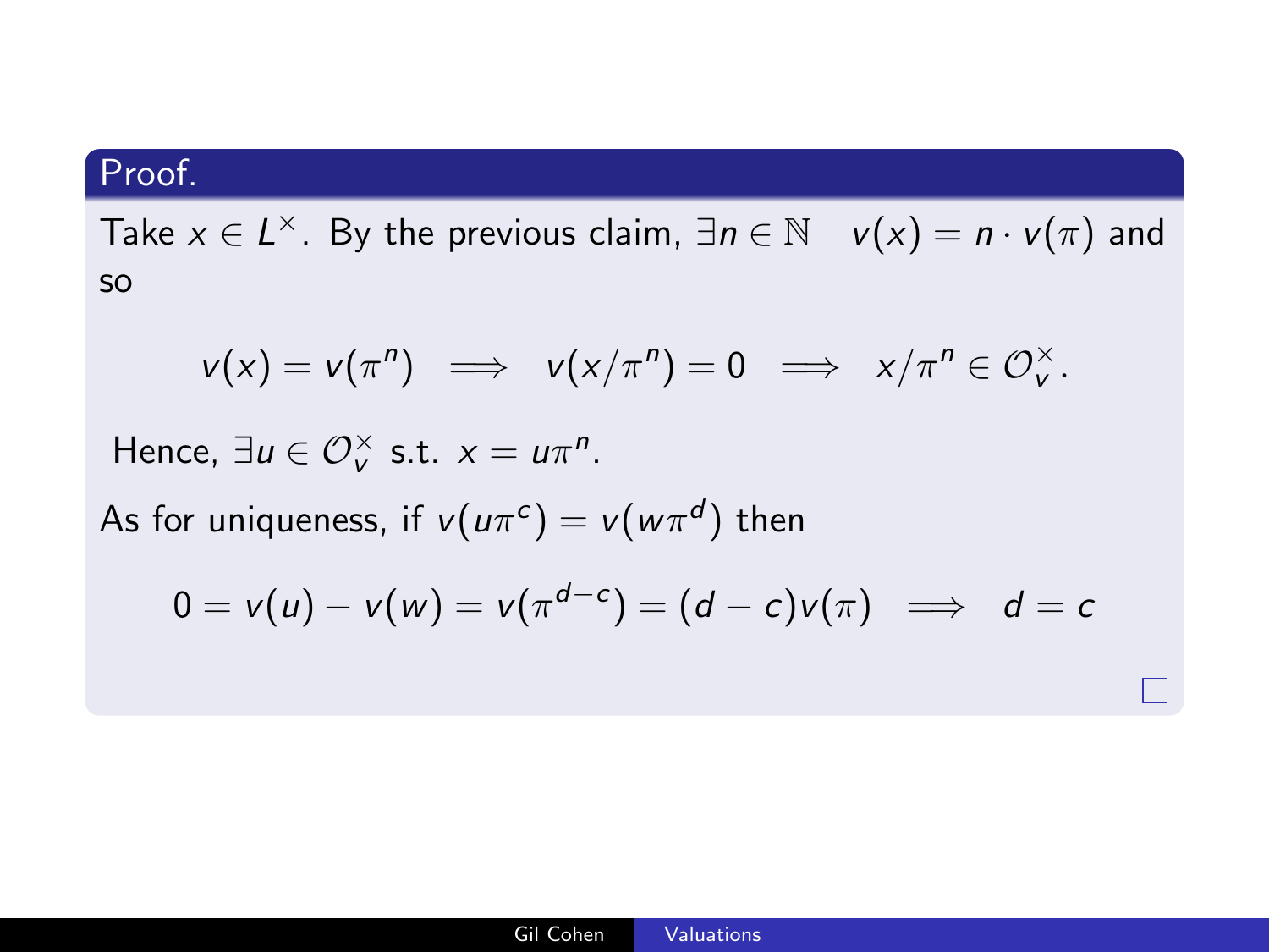*Proof.*

Take $x \in L^{\times}$. By the previous claim, $\exists n \in \mathbb{N} \quad v(x) = n \cdot v(\pi)$ and so

$$v(x) = v(\pi^n) \implies v(x/\pi^n) = 0 \implies x/\pi^n \in \mathcal{O}_v^{\times}.$$

Hence, $\exists u \in \mathcal{O}_v^{\times}$ s.t. $x = u\pi^n$.

As for uniqueness, if $v(u\pi^c) = v(w\pi^d)$ then

$$0 = v(u) - v(w) = v(\pi^{d-c}) = (d-c)v(\pi) \implies d = c$$

$\square$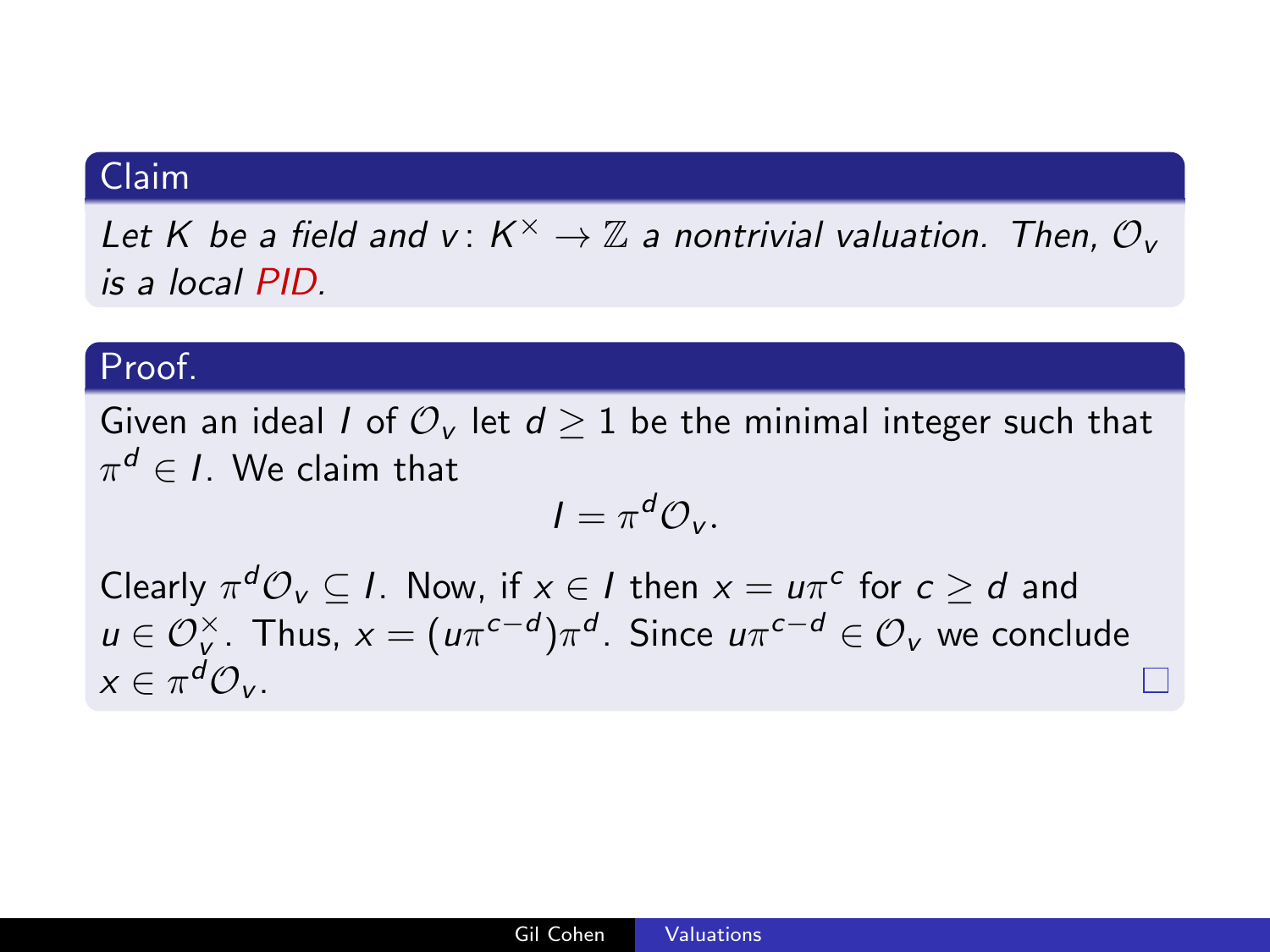**Claim**

*Let $K$ be a field and $v\colon K^\times \to \mathbb{Z}$ a nontrivial valuation. Then, $\mathcal{O}_v$ is a local PID.*

**Proof.**

Given an ideal $I$ of $\mathcal{O}_v$ let $d \geq 1$ be the minimal integer such that $\pi^d \in I$. We claim that

$$I = \pi^d \mathcal{O}_v.$$

Clearly $\pi^d \mathcal{O}_v \subseteq I$. Now, if $x \in I$ then $x = u\pi^c$ for $c \geq d$ and $u \in \mathcal{O}_v^\times$. Thus, $x = (u\pi^{c-d})\pi^d$. Since $u\pi^{c-d} \in \mathcal{O}_v$ we conclude $x \in \pi^d \mathcal{O}_v$. □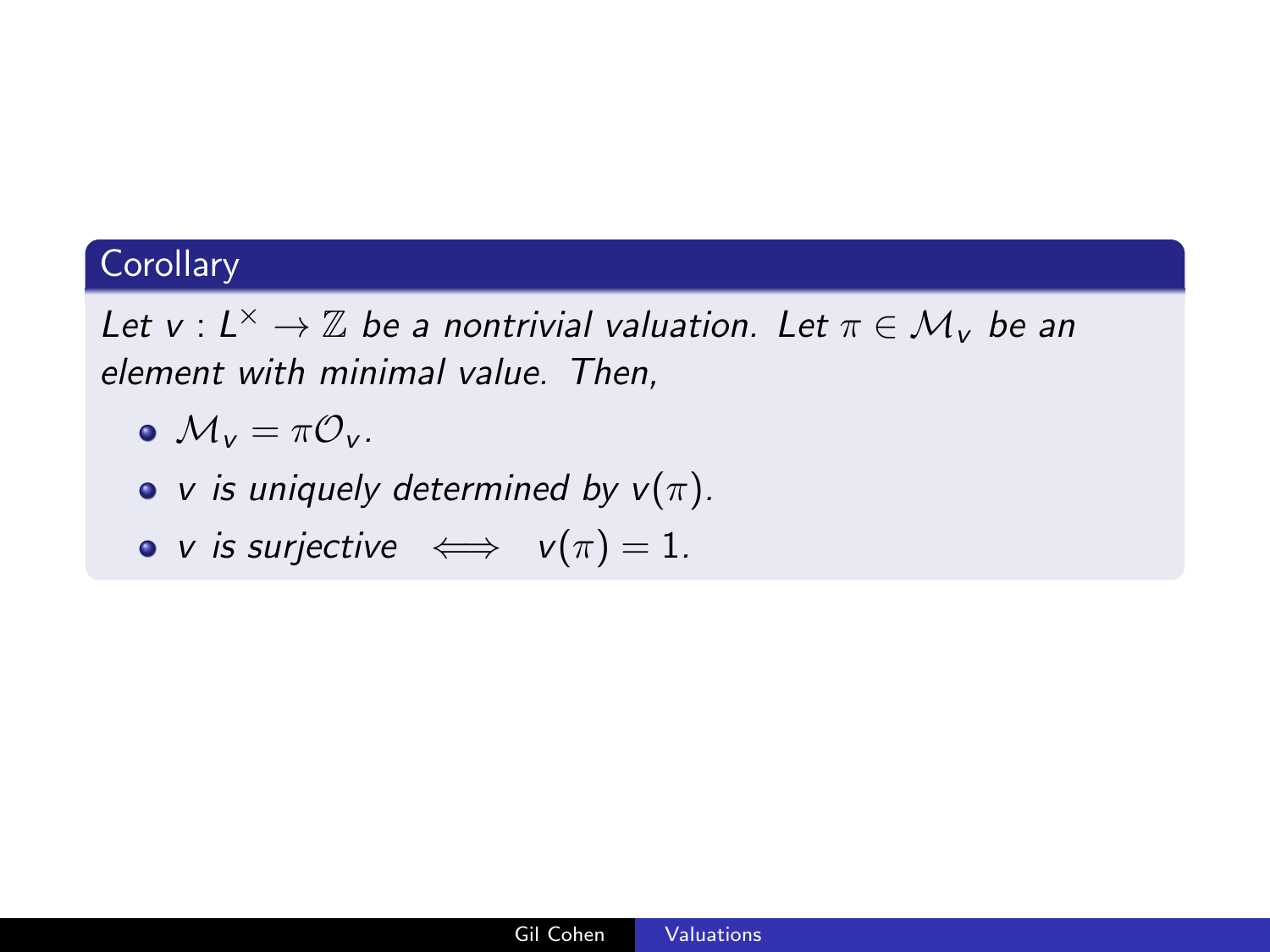**Corollary**

*Let $v : L^{\times} \to \mathbb{Z}$ be a nontrivial valuation. Let $\pi \in \mathcal{M}_v$ be an element with minimal value. Then,*

- $\mathcal{M}_v = \pi \mathcal{O}_v$.
- *$v$ is uniquely determined by $v(\pi)$.*
- *$v$ is surjective* $\iff$ $v(\pi) = 1$.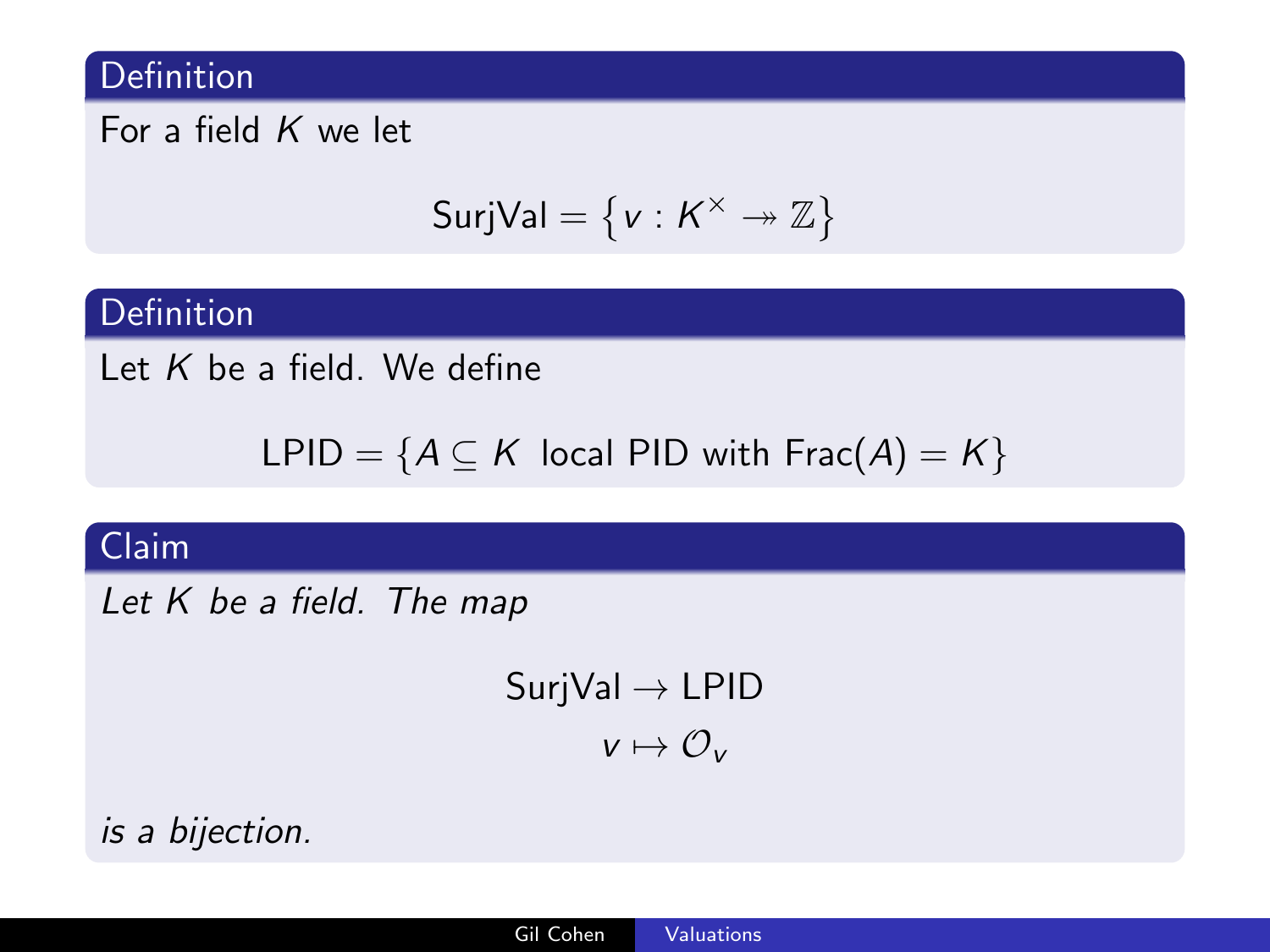**Definition**

For a field $K$ we let

$$\mathrm{SurjVal} = \left\{ v : K^{\times} \twoheadrightarrow \mathbb{Z} \right\}$$

**Definition**

Let $K$ be a field. We define

$$\mathrm{LPID} = \{ A \subseteq K \text{ local PID with } \mathrm{Frac}(A) = K \}$$

**Claim**

*Let $K$ be a field. The map*

$$\mathrm{SurjVal} \to \mathrm{LPID}$$
$$v \mapsto \mathcal{O}_v$$

*is a bijection.*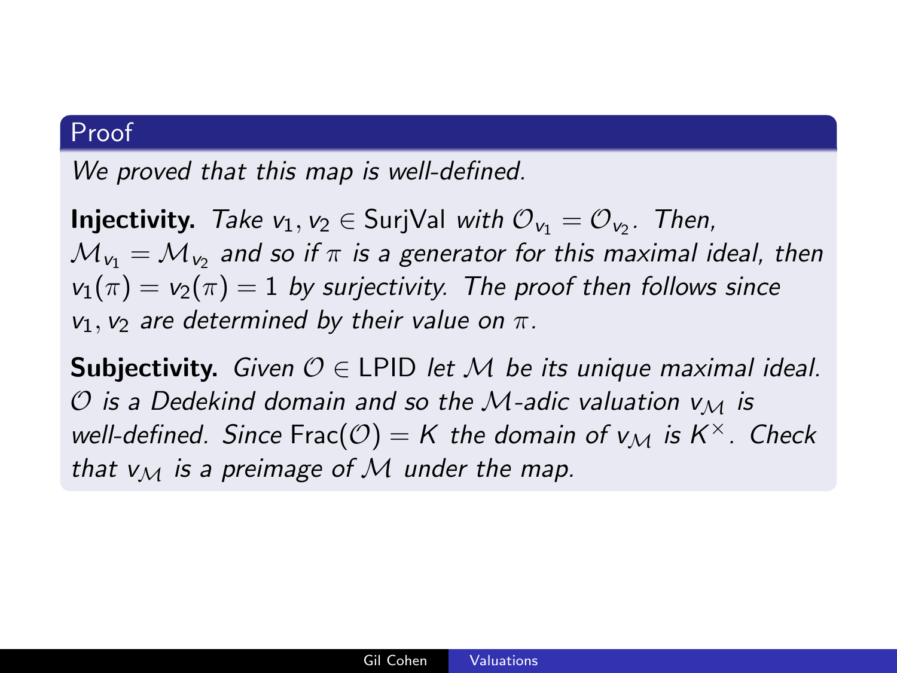## Proof

*We proved that this map is well-defined.*

**Injectivity.** *Take $v_1, v_2 \in \mathrm{SurjVal}$ with $\mathcal{O}_{v_1} = \mathcal{O}_{v_2}$. Then, $\mathcal{M}_{v_1} = \mathcal{M}_{v_2}$ and so if $\pi$ is a generator for this maximal ideal, then $v_1(\pi) = v_2(\pi) = 1$ by surjectivity. The proof then follows since $v_1, v_2$ are determined by their value on $\pi$.*

**Subjectivity.** *Given $\mathcal{O} \in \mathrm{LPID}$ let $\mathcal{M}$ be its unique maximal ideal. $\mathcal{O}$ is a Dedekind domain and so the $\mathcal{M}$-adic valuation $v_{\mathcal{M}}$ is well-defined. Since $\mathrm{Frac}(\mathcal{O}) = K$ the domain of $v_{\mathcal{M}}$ is $K^{\times}$. Check that $v_{\mathcal{M}}$ is a preimage of $\mathcal{M}$ under the map.*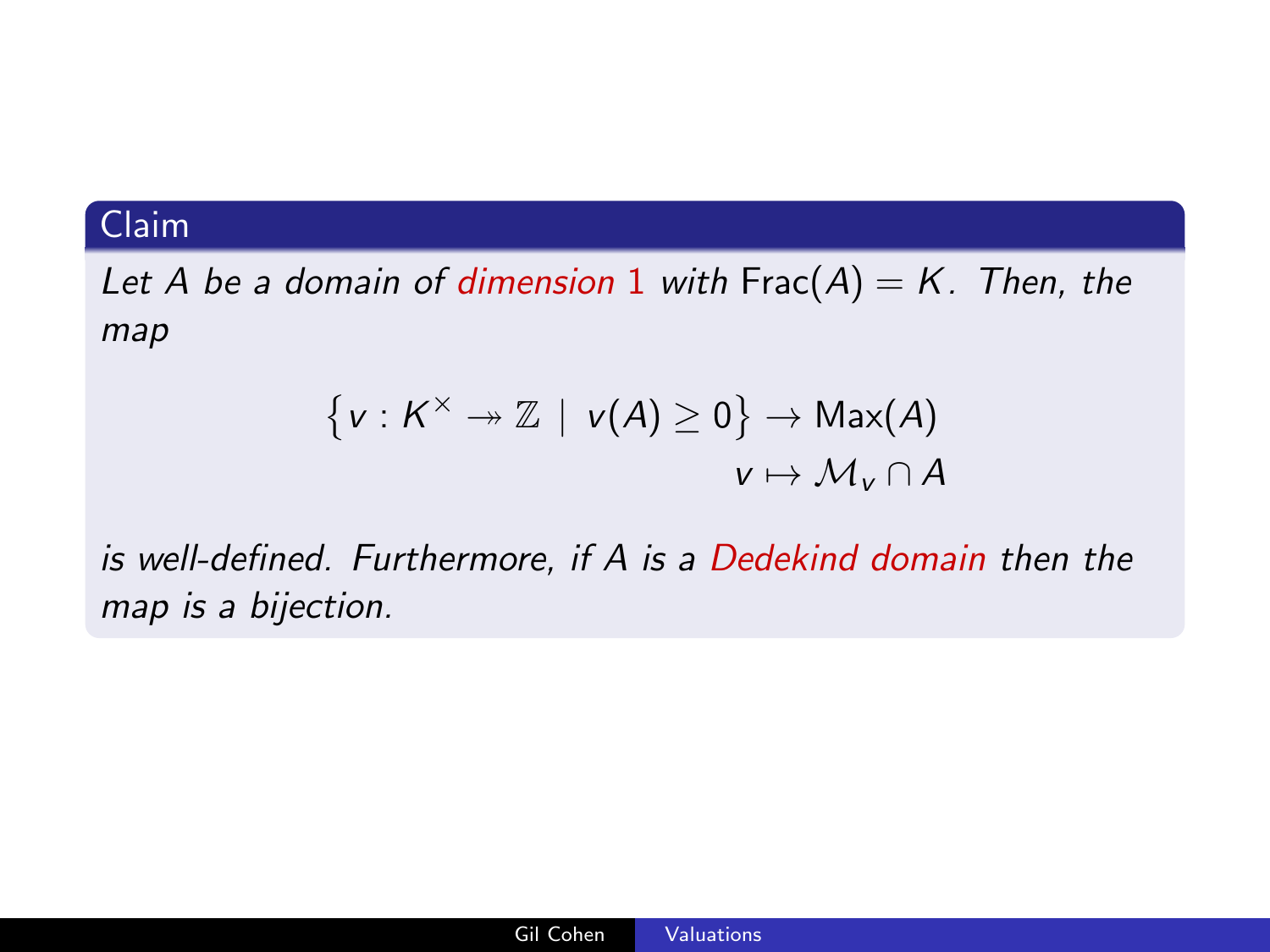**Claim**

*Let $A$ be a domain of dimension 1 with $\text{Frac}(A) = K$. Then, the map*

$$\left\{v : K^\times \twoheadrightarrow \mathbb{Z} \mid v(A) \geq 0\right\} \to \text{Max}(A)$$
$$v \mapsto \mathcal{M}_v \cap A$$

*is well-defined. Furthermore, if $A$ is a Dedekind domain then the map is a bijection.*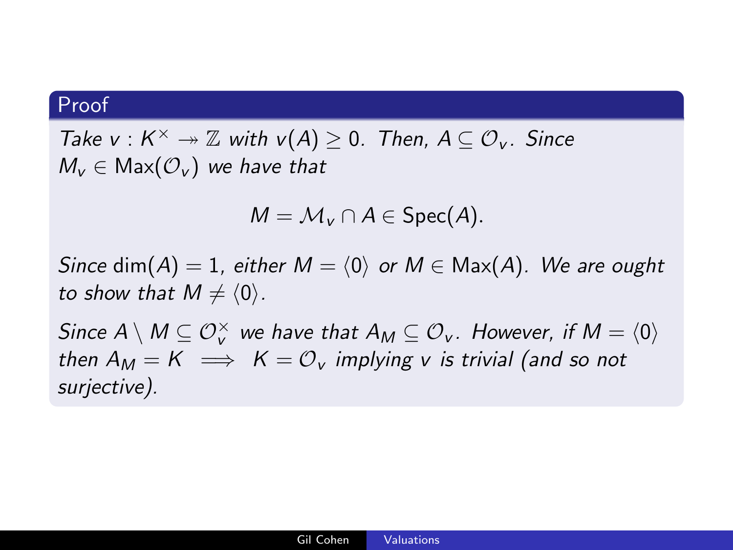## Proof

*Take $v : K^\times \twoheadrightarrow \mathbb{Z}$ with $v(A) \geq 0$. Then, $A \subseteq \mathcal{O}_v$. Since $M_v \in \mathrm{Max}(\mathcal{O}_v)$ we have that*

$$M = \mathcal{M}_v \cap A \in \mathrm{Spec}(A).$$

*Since $\dim(A) = 1$, either $M = \langle 0 \rangle$ or $M \in \mathrm{Max}(A)$. We are ought to show that $M \neq \langle 0 \rangle$.*

*Since $A \setminus M \subseteq \mathcal{O}_v^\times$ we have that $A_M \subseteq \mathcal{O}_v$. However, if $M = \langle 0 \rangle$ then $A_M = K \implies K = \mathcal{O}_v$ implying $v$ is trivial (and so not surjective).*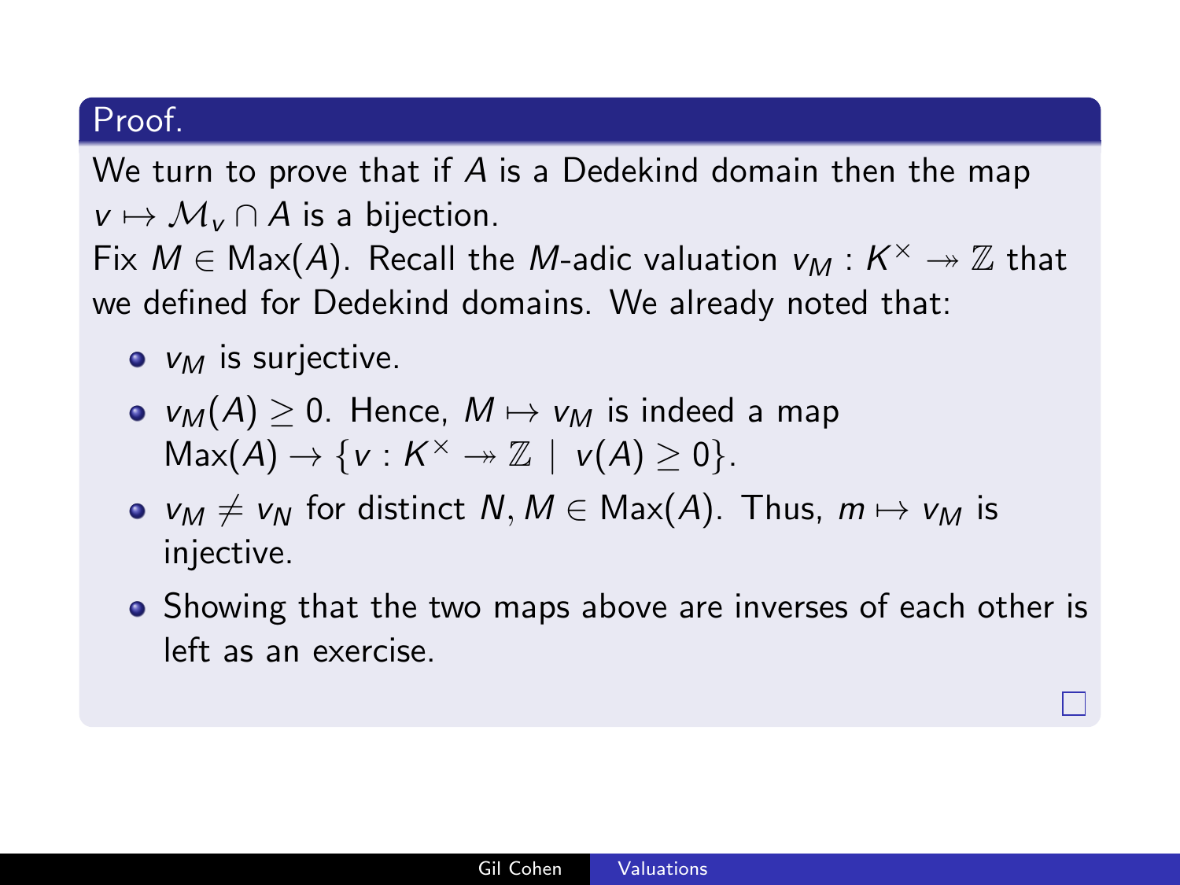**Proof.**

We turn to prove that if $A$ is a Dedekind domain then the map $v \mapsto \mathcal{M}_v \cap A$ is a bijection.

Fix $M \in \mathrm{Max}(A)$. Recall the $M$-adic valuation $v_M : K^\times \twoheadrightarrow \mathbb{Z}$ that we defined for Dedekind domains. We already noted that:

- $v_M$ is surjective.
- $v_M(A) \geq 0$. Hence, $M \mapsto v_M$ is indeed a map $\mathrm{Max}(A) \to \{v : K^\times \twoheadrightarrow \mathbb{Z} \mid v(A) \geq 0\}$.
- $v_M \neq v_N$ for distinct $N, M \in \mathrm{Max}(A)$. Thus, $m \mapsto v_M$ is injective.
- Showing that the two maps above are inverses of each other is left as an exercise.

□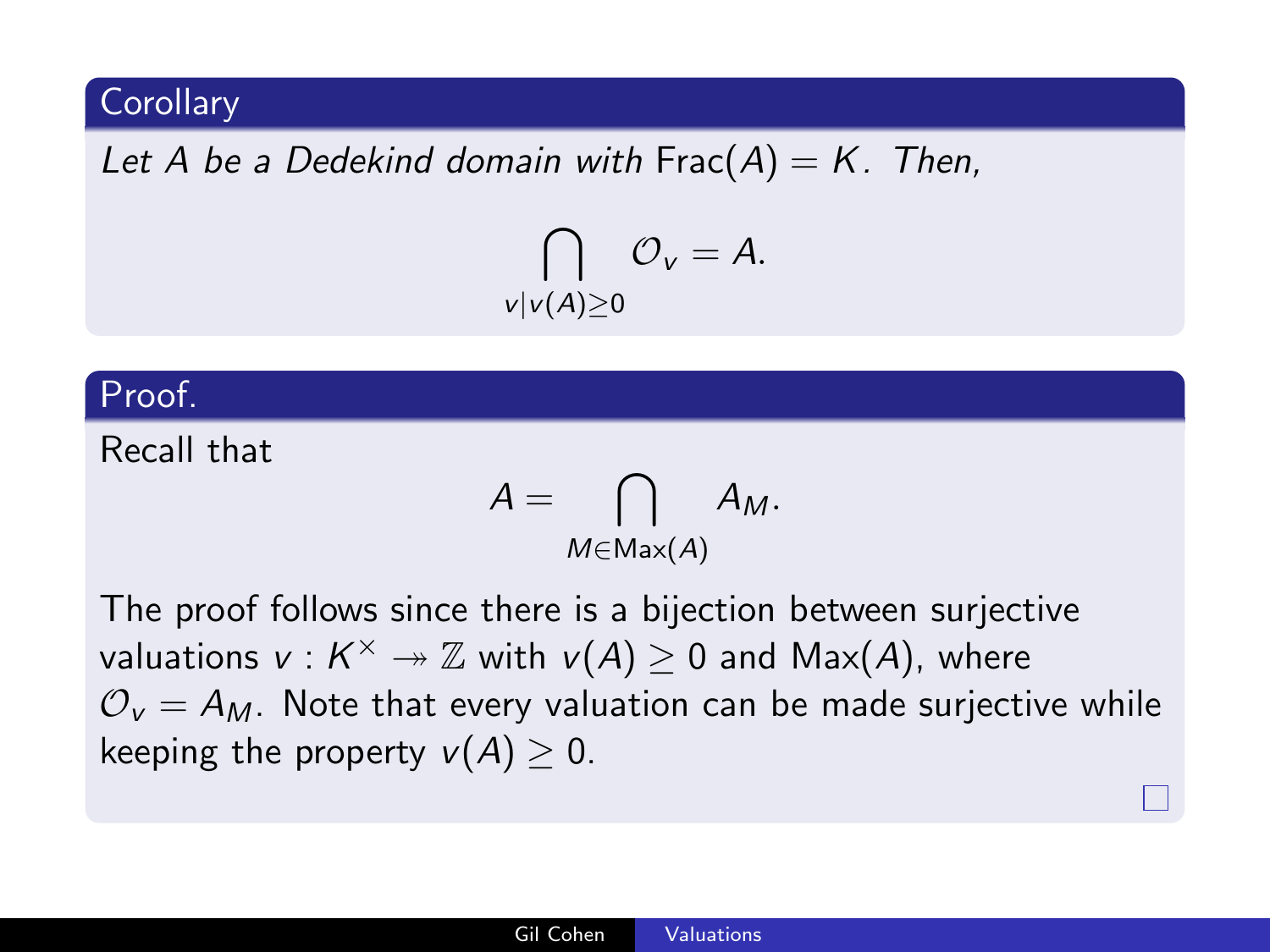**Corollary**

*Let $A$ be a Dedekind domain with* $\mathrm{Frac}(A) = K$. *Then,*

$$\bigcap_{v \mid v(A) \geq 0} \mathcal{O}_v = A.$$

**Proof.**

Recall that

$$A = \bigcap_{M \in \mathrm{Max}(A)} A_M.$$

The proof follows since there is a bijection between surjective valuations $v : K^{\times} \twoheadrightarrow \mathbb{Z}$ with $v(A) \geq 0$ and $\mathrm{Max}(A)$, where $\mathcal{O}_v = A_M$. Note that every valuation can be made surjective while keeping the property $v(A) \geq 0$.

□